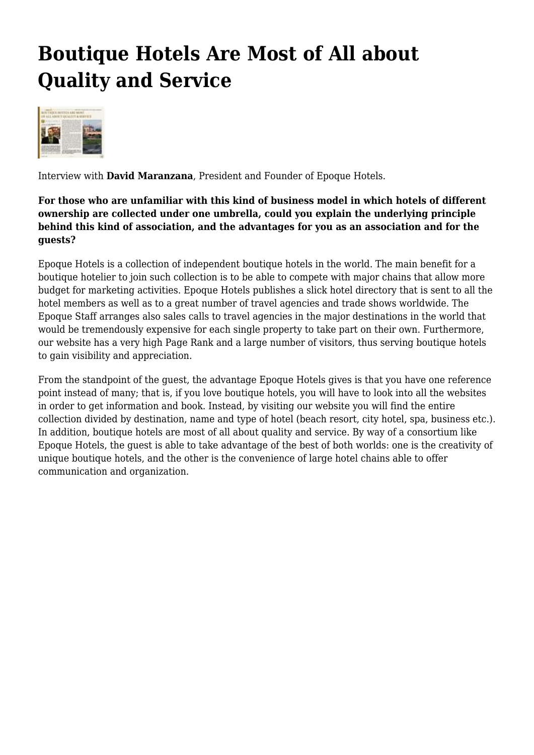# Boutique Hotels Are Most of All about Quality and Service

Interview with **David Maranzana**, President and Founder of Epoque Hotels.

**For those who are unfamiliar with this kind of business model in which hotels of different ownership are collected under one umbrella, could you explain the underlying principle behind this kind of association, and the advantages for you as an association and for the guests?**

Epoque Hotels is a collection of independent boutique hotels in the world. The main benefit for a boutique hotelier to join such collection is to be able to compete with major chains that allow more budget for marketing activities. Epoque Hotels publishes a slick hotel directory that is sent to all the hotel members as well as to a great number of travel agencies and trade shows worldwide. The Epoque Staff arranges also sales calls to travel agencies in the major destinations in the world that would be tremendously expensive for each single property to take part on their own. Furthermore, our website has a very high Page Rank and a large number of visitors, thus serving boutique hotels to gain visibility and appreciation.

From the standpoint of the guest, the advantage Epoque Hotels gives is that you have one reference point instead of many; that is, if you love boutique hotels, you will have to look into all the websites in order to get information and book. Instead, by visiting our website you will find the entire collection divided by destination, name and type of hotel (beach resort, city hotel, spa, business etc.). In addition, boutique hotels are most of all about quality and service. By way of a consortium like Epoque Hotels, the guest is able to take advantage of the best of both worlds: one is the creativity of unique boutique hotels, and the other is the convenience of large hotel chains able to offer communication and organization.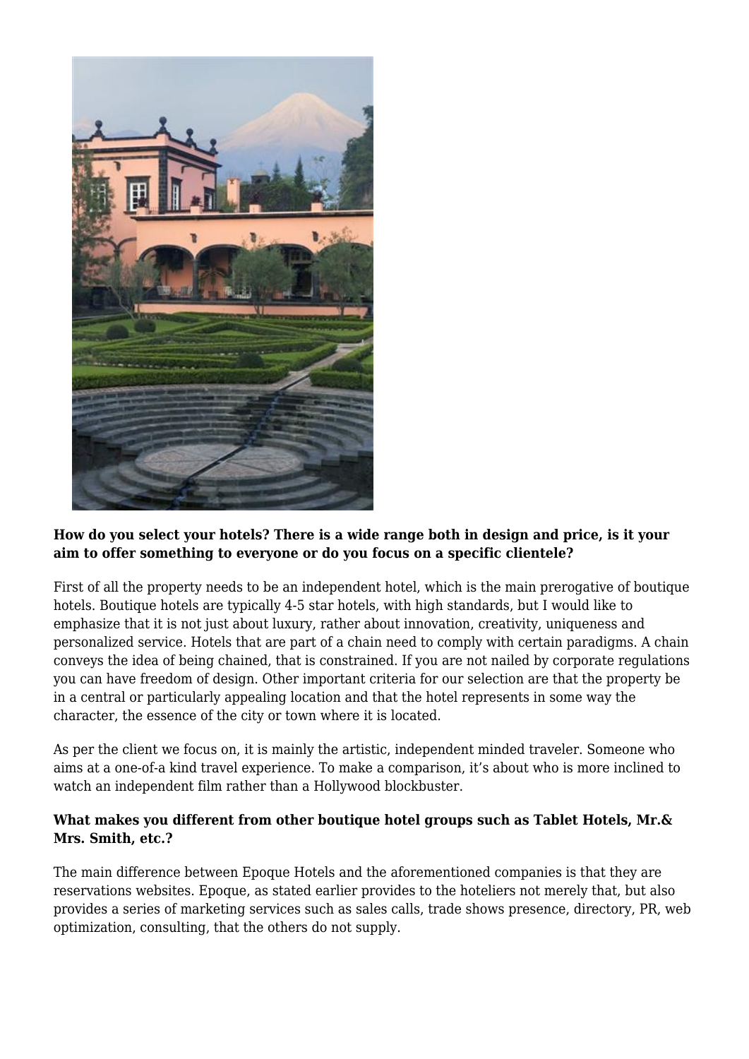**How do you select your hotels? There is a wide range both in design and price, is it your aim to offer something to everyone or do you focus on a specific clientele?**

First of all the property needs to be an independent hotel, which is the main prerogative of boutique hotels. Boutique hotels are typically 4-5 star hotels, with high standards, but I would like to emphasize that it is not just about luxury, rather about innovation, creativity, uniqueness and personalized service. Hotels that are part of a chain need to comply with certain paradigms. A chain conveys the idea of being chained, that is constrained. If you are not nailed by corporate regulations you can have freedom of design. Other important criteria for our selection are that the property be in a central or particularly appealing location and that the hotel represents in some way the character, the essence of the city or town where it is located.

As per the client we focus on, it is mainly the artistic, independent minded traveler. Someone who aims at a one-of-a kind travel experience. To make a comparison, it's about who is more inclined to watch an independent film rather than a Hollywood blockbuster.

**What makes you different from other boutique hotel groups such as Tablet Hotels, Mr.& Mrs. Smith, etc.?**

The main difference between Epoque Hotels and the aforementioned companies is that they are reservations websites. Epoque, as stated earlier provides to the hoteliers not merely that, but also provides a series of marketing services such as sales calls, trade shows presence, directory, PR, web optimization, consulting, that the others do not supply.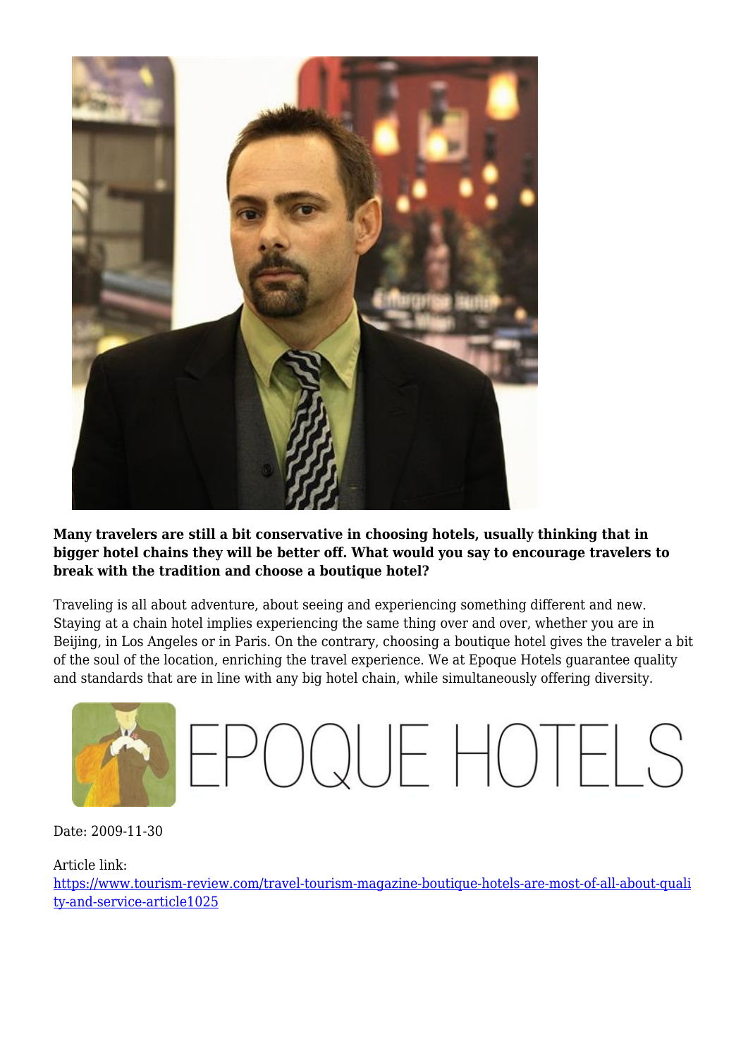**Many travelers are still a bit conservative in choosing hotels, usually thinking that in bigger hotel chains they will be better off. What would you say to encourage travelers to break with the tradition and choose a boutique hotel?**

Traveling is all about adventure, about seeing and experiencing something different and new. Staying at a chain hotel implies experiencing the same thing over and over, whether you are in Beijing, in Los Angeles or in Paris. On the contrary, choosing a boutique hotel gives the traveler a bit of the soul of the location, enriching the travel experience. We at Epoque Hotels guarantee quality and standards that are in line with any big hotel chain, while simultaneously offering diversity.

Date: 2009-11-30

Article link:
https://www.tourism-review.com/travel-tourism-magazine-boutique-hotels-are-most-of-all-about-quality-and-service-article1025